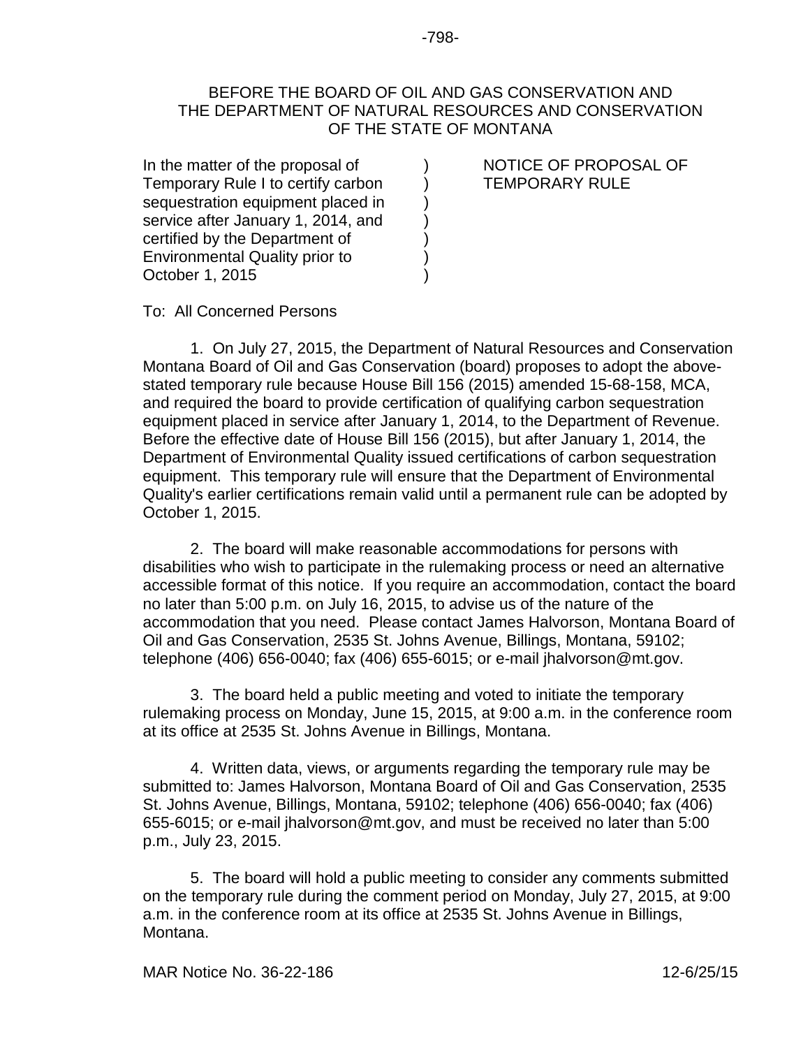BEFORE THE BOARD OF OIL AND GAS CONSERVATION AND
THE DEPARTMENT OF NATURAL RESOURCES AND CONSERVATION
OF THE STATE OF MONTANA

| | | |
|---|---|---|
| In the matter of the proposal of Temporary Rule I to certify carbon sequestration equipment placed in service after January 1, 2014, and certified by the Department of Environmental Quality prior to October 1, 2015 | ) | NOTICE OF PROPOSAL OF TEMPORARY RULE |

To: All Concerned Persons

1. On July 27, 2015, the Department of Natural Resources and Conservation Montana Board of Oil and Gas Conservation (board) proposes to adopt the above-stated temporary rule because House Bill 156 (2015) amended 15-68-158, MCA, and required the board to provide certification of qualifying carbon sequestration equipment placed in service after January 1, 2014, to the Department of Revenue. Before the effective date of House Bill 156 (2015), but after January 1, 2014, the Department of Environmental Quality issued certifications of carbon sequestration equipment. This temporary rule will ensure that the Department of Environmental Quality's earlier certifications remain valid until a permanent rule can be adopted by October 1, 2015.

2. The board will make reasonable accommodations for persons with disabilities who wish to participate in the rulemaking process or need an alternative accessible format of this notice. If you require an accommodation, contact the board no later than 5:00 p.m. on July 16, 2015, to advise us of the nature of the accommodation that you need. Please contact James Halvorson, Montana Board of Oil and Gas Conservation, 2535 St. Johns Avenue, Billings, Montana, 59102; telephone (406) 656-0040; fax (406) 655-6015; or e-mail jhalvorson@mt.gov.

3. The board held a public meeting and voted to initiate the temporary rulemaking process on Monday, June 15, 2015, at 9:00 a.m. in the conference room at its office at 2535 St. Johns Avenue in Billings, Montana.

4. Written data, views, or arguments regarding the temporary rule may be submitted to: James Halvorson, Montana Board of Oil and Gas Conservation, 2535 St. Johns Avenue, Billings, Montana, 59102; telephone (406) 656-0040; fax (406) 655-6015; or e-mail jhalvorson@mt.gov, and must be received no later than 5:00 p.m., July 23, 2015.

5. The board will hold a public meeting to consider any comments submitted on the temporary rule during the comment period on Monday, July 27, 2015, at 9:00 a.m. in the conference room at its office at 2535 St. Johns Avenue in Billings, Montana.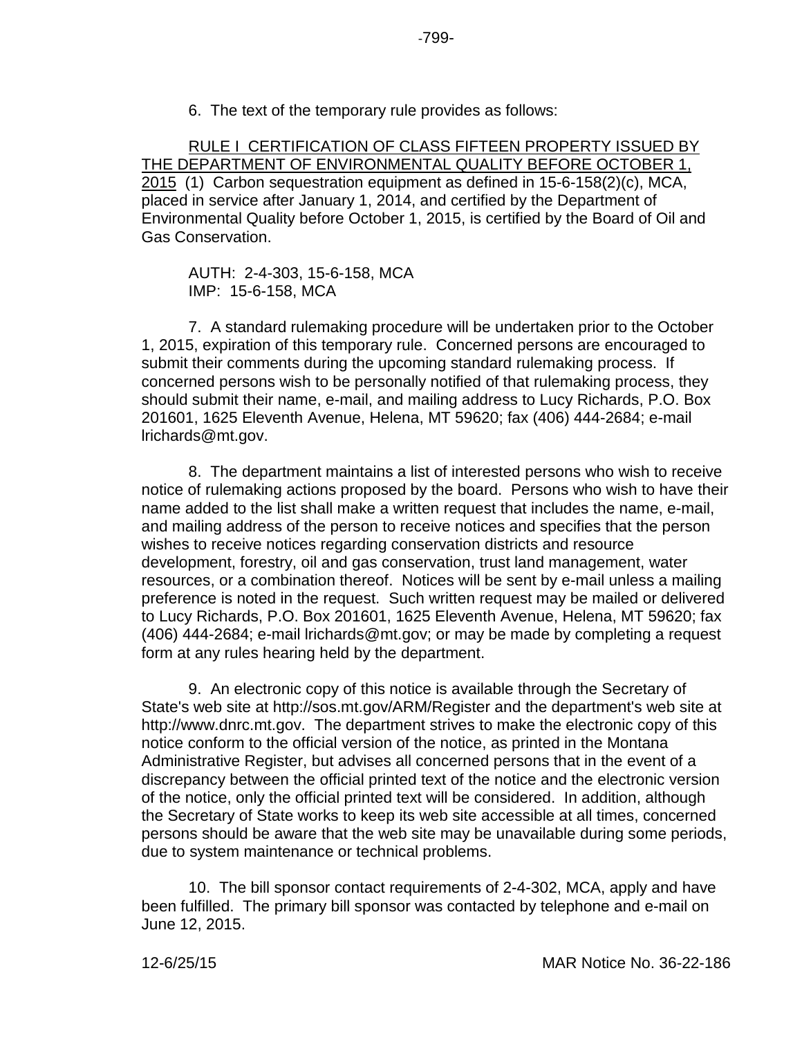6. The text of the temporary rule provides as follows:

<u>RULE I CERTIFICATION OF CLASS FIFTEEN PROPERTY ISSUED BY THE DEPARTMENT OF ENVIRONMENTAL QUALITY BEFORE OCTOBER 1, 2015</u> (1) Carbon sequestration equipment as defined in 15-6-158(2)(c), MCA, placed in service after January 1, 2014, and certified by the Department of Environmental Quality before October 1, 2015, is certified by the Board of Oil and Gas Conservation.

AUTH: 2-4-303, 15-6-158, MCA
IMP: 15-6-158, MCA

7. A standard rulemaking procedure will be undertaken prior to the October 1, 2015, expiration of this temporary rule. Concerned persons are encouraged to submit their comments during the upcoming standard rulemaking process. If concerned persons wish to be personally notified of that rulemaking process, they should submit their name, e-mail, and mailing address to Lucy Richards, P.O. Box 201601, 1625 Eleventh Avenue, Helena, MT 59620; fax (406) 444-2684; e-mail lrichards@mt.gov.

8. The department maintains a list of interested persons who wish to receive notice of rulemaking actions proposed by the board. Persons who wish to have their name added to the list shall make a written request that includes the name, e-mail, and mailing address of the person to receive notices and specifies that the person wishes to receive notices regarding conservation districts and resource development, forestry, oil and gas conservation, trust land management, water resources, or a combination thereof. Notices will be sent by e-mail unless a mailing preference is noted in the request. Such written request may be mailed or delivered to Lucy Richards, P.O. Box 201601, 1625 Eleventh Avenue, Helena, MT 59620; fax (406) 444-2684; e-mail lrichards@mt.gov; or may be made by completing a request form at any rules hearing held by the department.

9. An electronic copy of this notice is available through the Secretary of State's web site at http://sos.mt.gov/ARM/Register and the department's web site at http://www.dnrc.mt.gov. The department strives to make the electronic copy of this notice conform to the official version of the notice, as printed in the Montana Administrative Register, but advises all concerned persons that in the event of a discrepancy between the official printed text of the notice and the electronic version of the notice, only the official printed text will be considered. In addition, although the Secretary of State works to keep its web site accessible at all times, concerned persons should be aware that the web site may be unavailable during some periods, due to system maintenance or technical problems.

10. The bill sponsor contact requirements of 2-4-302, MCA, apply and have been fulfilled. The primary bill sponsor was contacted by telephone and e-mail on June 12, 2015.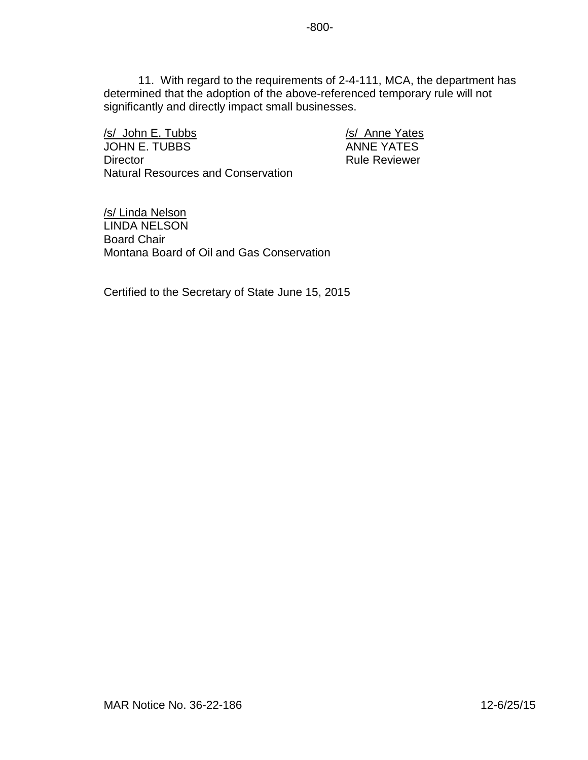11. With regard to the requirements of 2-4-111, MCA, the department has determined that the adoption of the above-referenced temporary rule will not significantly and directly impact small businesses.

| | |
|---|---|
| /s/ John E. Tubbs | /s/ Anne Yates |
| JOHN E. TUBBS | ANNE YATES |
| Director | Rule Reviewer |
| Natural Resources and Conservation | |

/s/ Linda Nelson
LINDA NELSON
Board Chair
Montana Board of Oil and Gas Conservation

Certified to the Secretary of State June 15, 2015